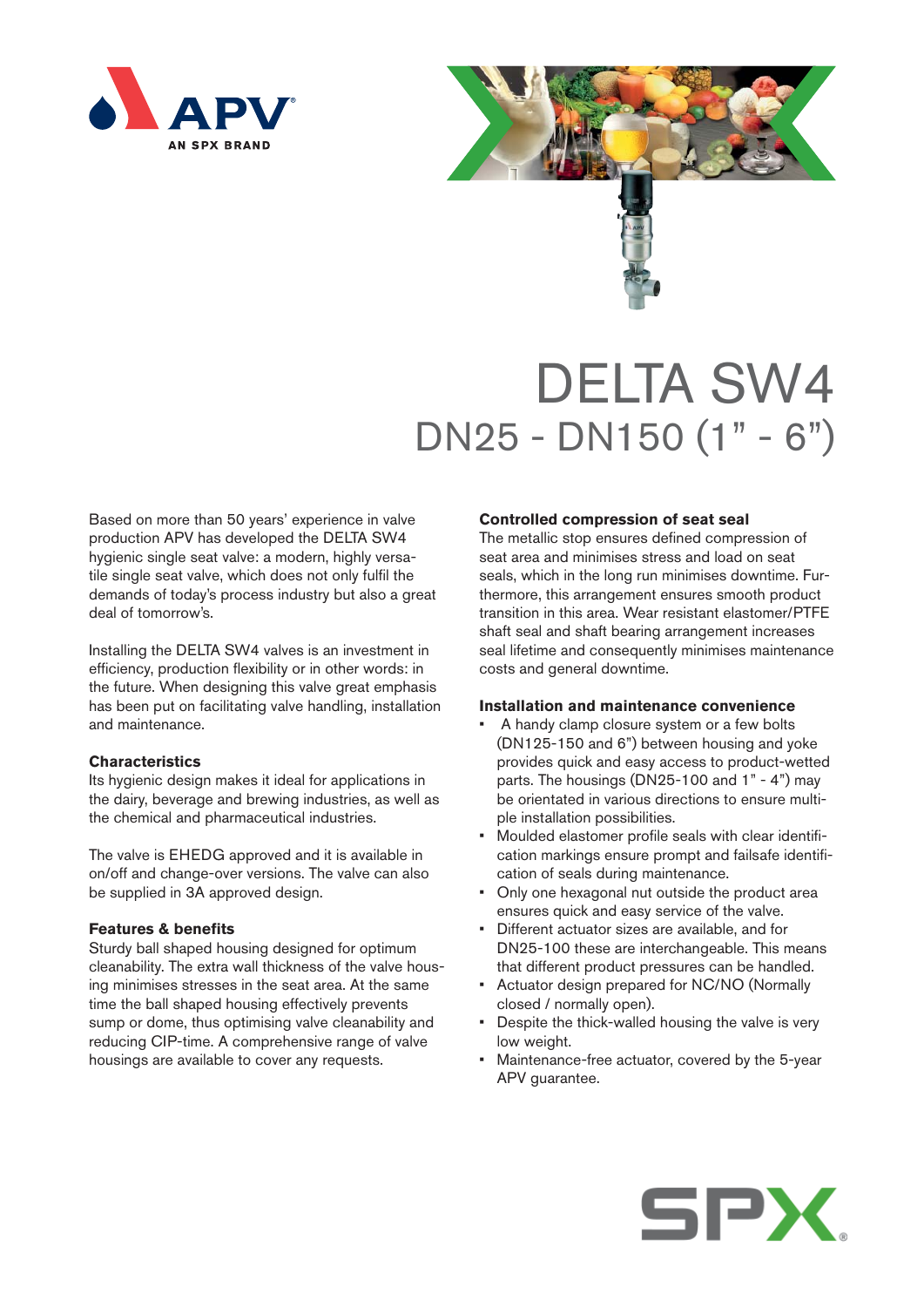# DELTA SW4

## DN25 - DN150 (1" - 6")

Based on more than 50 years' experience in valve production APV has developed the DELTA SW4 hygienic single seat valve: a modern, highly versatile single seat valve, which does not only fulfil the demands of today's process industry but also a great deal of tomorrow's.

Installing the DELTA SW4 valves is an investment in efficiency, production flexibility or in other words: in the future. When designing this valve great emphasis has been put on facilitating valve handling, installation and maintenance.

### Characteristics

Its hygienic design makes it ideal for applications in the dairy, beverage and brewing industries, as well as the chemical and pharmaceutical industries.

The valve is EHEDG approved and it is available in on/off and change-over versions. The valve can also be supplied in 3A approved design.

### Features & benefits

Sturdy ball shaped housing designed for optimum cleanability. The extra wall thickness of the valve housing minimises stresses in the seat area. At the same time the ball shaped housing effectively prevents sump or dome, thus optimising valve cleanability and reducing CIP-time. A comprehensive range of valve housings are available to cover any requests.

### Controlled compression of seat seal

The metallic stop ensures defined compression of seat area and minimises stress and load on seat seals, which in the long run minimises downtime. Furthermore, this arrangement ensures smooth product transition in this area. Wear resistant elastomer/PTFE shaft seal and shaft bearing arrangement increases seal lifetime and consequently minimises maintenance costs and general downtime.

### Installation and maintenance convenience

- A handy clamp closure system or a few bolts (DN125-150 and 6") between housing and yoke provides quick and easy access to product-wetted parts. The housings (DN25-100 and 1" - 4") may be orientated in various directions to ensure multiple installation possibilities.
- Moulded elastomer profile seals with clear identification markings ensure prompt and failsafe identification of seals during maintenance.
- Only one hexagonal nut outside the product area ensures quick and easy service of the valve.
- Different actuator sizes are available, and for DN25-100 these are interchangeable. This means that different product pressures can be handled.
- Actuator design prepared for NC/NO (Normally closed / normally open).
- Despite the thick-walled housing the valve is very low weight.
- Maintenance-free actuator, covered by the 5-year APV guarantee.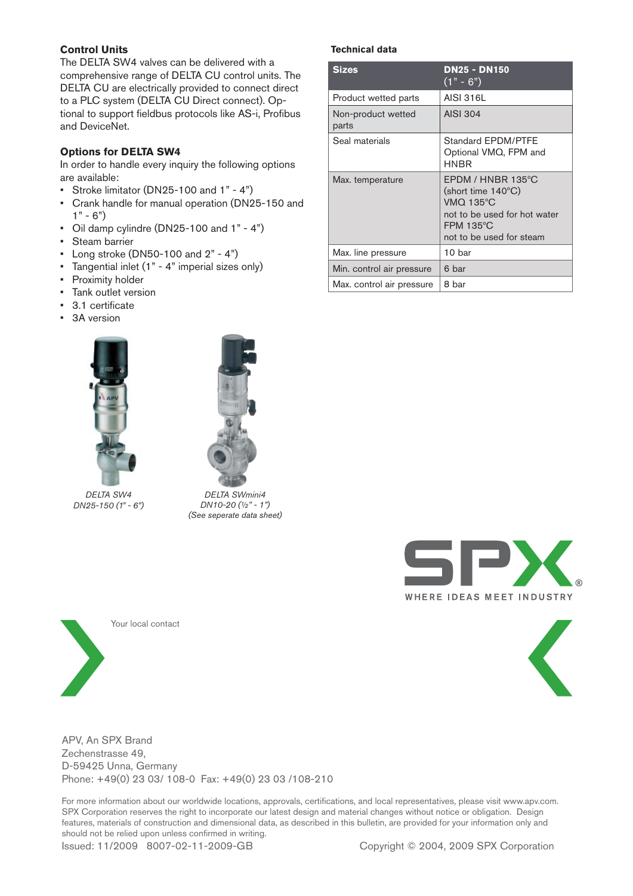## Control Units

The DELTA SW4 valves can be delivered with a comprehensive range of DELTA CU control units. The DELTA CU are electrically provided to connect direct to a PLC system (DELTA CU Direct connect). Optional to support fieldbus protocols like AS-i, Profibus and DeviceNet.

## Options for DELTA SW4

In order to handle every inquiry the following options are available:

- Stroke limitator (DN25-100 and 1" - 4")
- Crank handle for manual operation (DN25-150 and 1" - 6")
- Oil damp cylindre (DN25-100 and 1" - 4")
- Steam barrier
- Long stroke (DN50-100 and 2" - 4")
- Tangential inlet (1" - 4" imperial sizes only)
- Proximity holder
- Tank outlet version
- 3.1 certificate
- 3A version

*DELTA SW4*
*DN25-150 (1" - 6")*

*DELTA SWmini4*
*DN10-20 (½" - 1")*
*(See seperate data sheet)*

**Technical data**

| Sizes | DN25 - DN150 (1" - 6") |
|---|---|
| Product wetted parts | AISI 316L |
| Non-product wetted parts | AISI 304 |
| Seal materials | Standard EPDM/PTFE<br>Optional VMQ, FPM and HNBR |
| Max. temperature | EPDM / HNBR 135°C<br>(short time 140°C)<br>VMQ 135°C<br>not to be used for hot water<br>FPM 135°C<br>not to be used for steam |
| Max. line pressure | 10 bar |
| Min. control air pressure | 6 bar |
| Max. control air pressure | 8 bar |

SPX®
WHERE IDEAS MEET INDUSTRY

Your local contact

APV, An SPX Brand
Zechenstrasse 49,
D-59425 Unna, Germany
Phone: +49(0) 23 03/ 108-0 Fax: +49(0) 23 03 /108-210

For more information about our worldwide locations, approvals, certifications, and local representatives, please visit www.apv.com. SPX Corporation reserves the right to incorporate our latest design and material changes without notice or obligation. Design features, materials of construction and dimensional data, as described in this bulletin, are provided for your information only and should not be relied upon unless confirmed in writing.

Issued: 11/2009 8007-02-11-2009-GB

Copyright © 2004, 2009 SPX Corporation